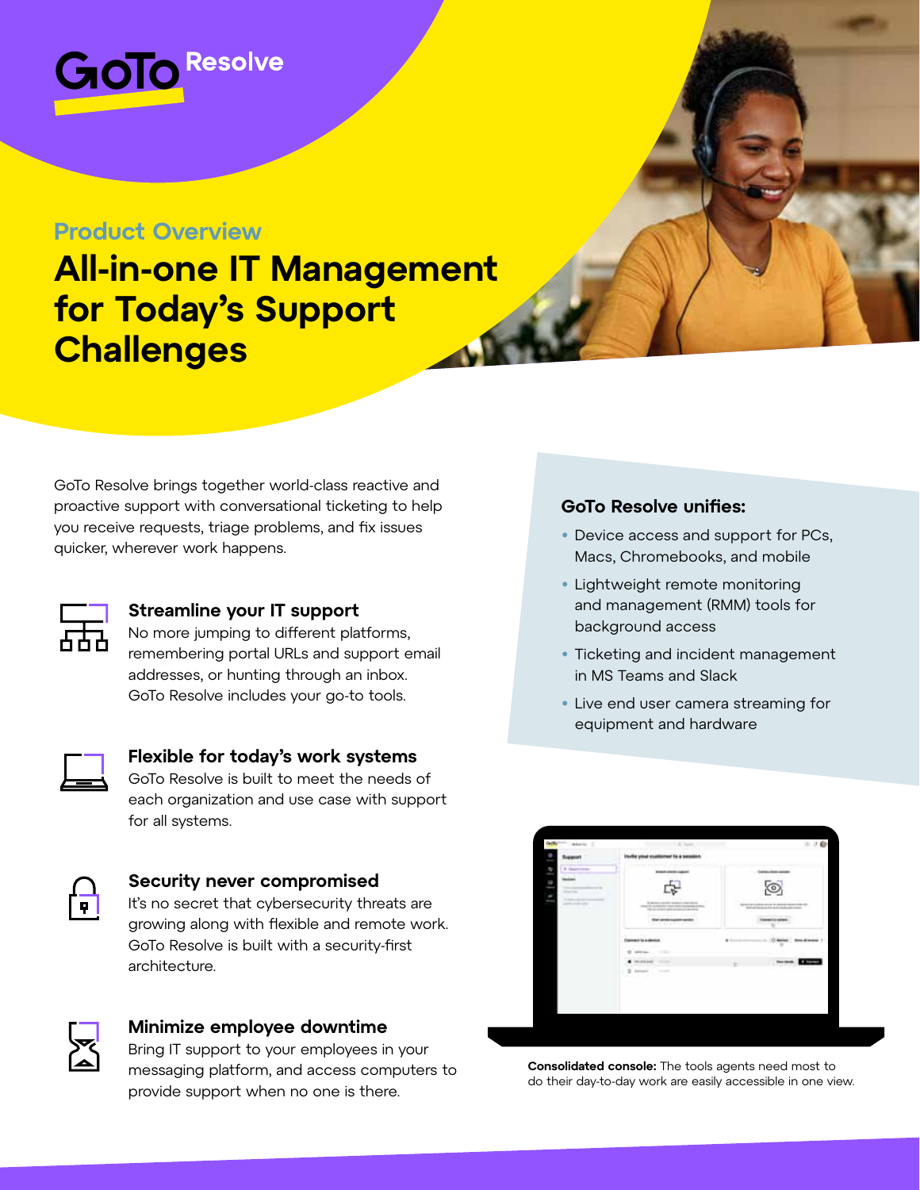GoTo Resolve

## Product Overview

# All-in-one IT Management for Today's Support Challenges

GoTo Resolve brings together world-class reactive and proactive support with conversational ticketing to help you receive requests, triage problems, and fix issues quicker, wherever work happens.

### Streamline your IT support

No more jumping to different platforms, remembering portal URLs and support email addresses, or hunting through an inbox. GoTo Resolve includes your go-to tools.

### Flexible for today's work systems

GoTo Resolve is built to meet the needs of each organization and use case with support for all systems.

### Security never compromised

It's no secret that cybersecurity threats are growing along with flexible and remote work. GoTo Resolve is built with a security-first architecture.

### Minimize employee downtime

Bring IT support to your employees in your messaging platform, and access computers to provide support when no one is there.

### GoTo Resolve unifies:

- Device access and support for PCs, Macs, Chromebooks, and mobile
- Lightweight remote monitoring and management (RMM) tools for background access
- Ticketing and incident management in MS Teams and Slack
- Live end user camera streaming for equipment and hardware

**Consolidated console:** The tools agents need most to do their day-to-day work are easily accessible in one view.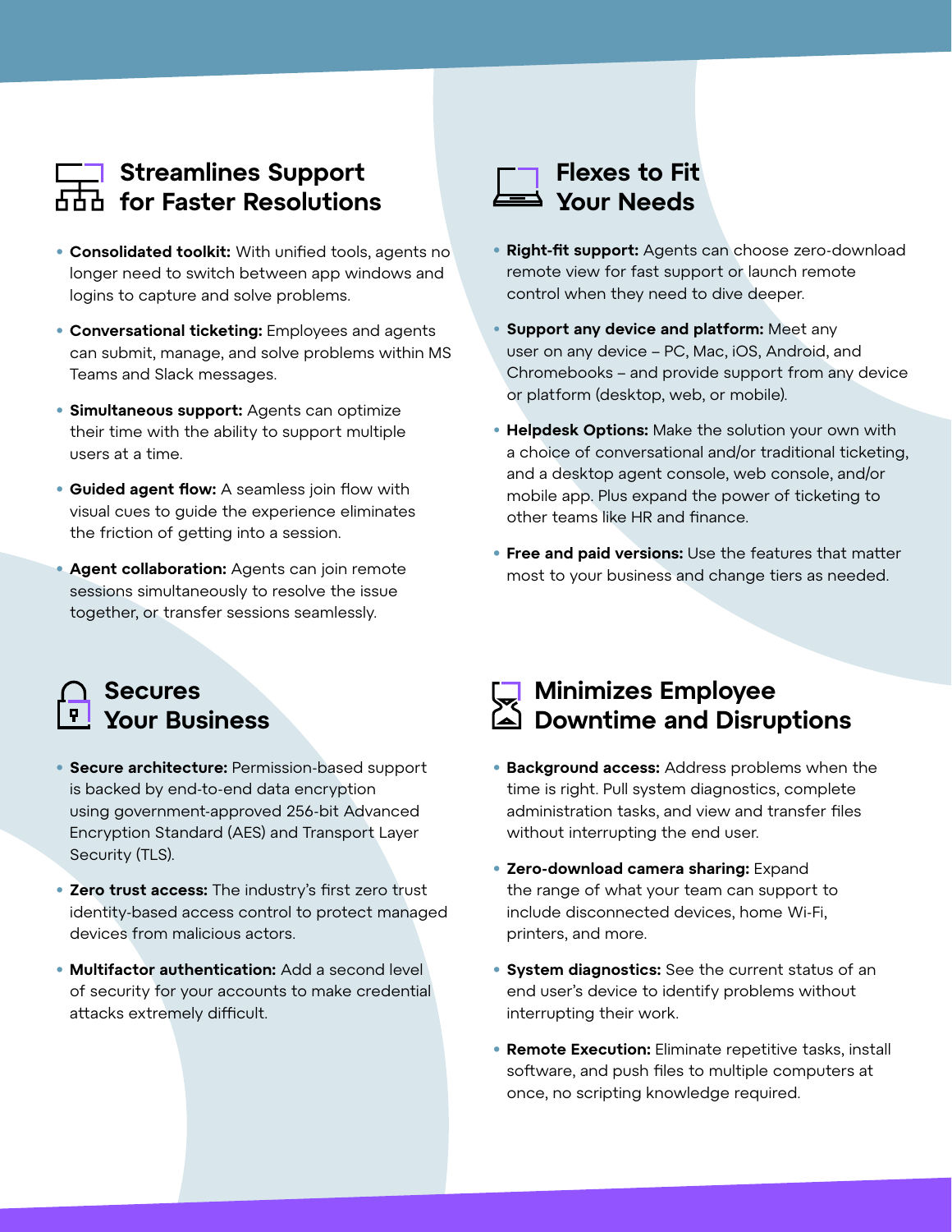## Streamlines Support for Faster Resolutions

- **Consolidated toolkit:** With unified tools, agents no longer need to switch between app windows and logins to capture and solve problems.
- **Conversational ticketing:** Employees and agents can submit, manage, and solve problems within MS Teams and Slack messages.
- **Simultaneous support:** Agents can optimize their time with the ability to support multiple users at a time.
- **Guided agent flow:** A seamless join flow with visual cues to guide the experience eliminates the friction of getting into a session.
- **Agent collaboration:** Agents can join remote sessions simultaneously to resolve the issue together, or transfer sessions seamlessly.

## Flexes to Fit Your Needs

- **Right-fit support:** Agents can choose zero-download remote view for fast support or launch remote control when they need to dive deeper.
- **Support any device and platform:** Meet any user on any device – PC, Mac, iOS, Android, and Chromebooks – and provide support from any device or platform (desktop, web, or mobile).
- **Helpdesk Options:** Make the solution your own with a choice of conversational and/or traditional ticketing, and a desktop agent console, web console, and/or mobile app. Plus expand the power of ticketing to other teams like HR and finance.
- **Free and paid versions:** Use the features that matter most to your business and change tiers as needed.

## Secures Your Business

- **Secure architecture:** Permission-based support is backed by end-to-end data encryption using government-approved 256-bit Advanced Encryption Standard (AES) and Transport Layer Security (TLS).
- **Zero trust access:** The industry's first zero trust identity-based access control to protect managed devices from malicious actors.
- **Multifactor authentication:** Add a second level of security for your accounts to make credential attacks extremely difficult.

## Minimizes Employee Downtime and Disruptions

- **Background access:** Address problems when the time is right. Pull system diagnostics, complete administration tasks, and view and transfer files without interrupting the end user.
- **Zero-download camera sharing:** Expand the range of what your team can support to include disconnected devices, home Wi-Fi, printers, and more.
- **System diagnostics:** See the current status of an end user's device to identify problems without interrupting their work.
- **Remote Execution:** Eliminate repetitive tasks, install software, and push files to multiple computers at once, no scripting knowledge required.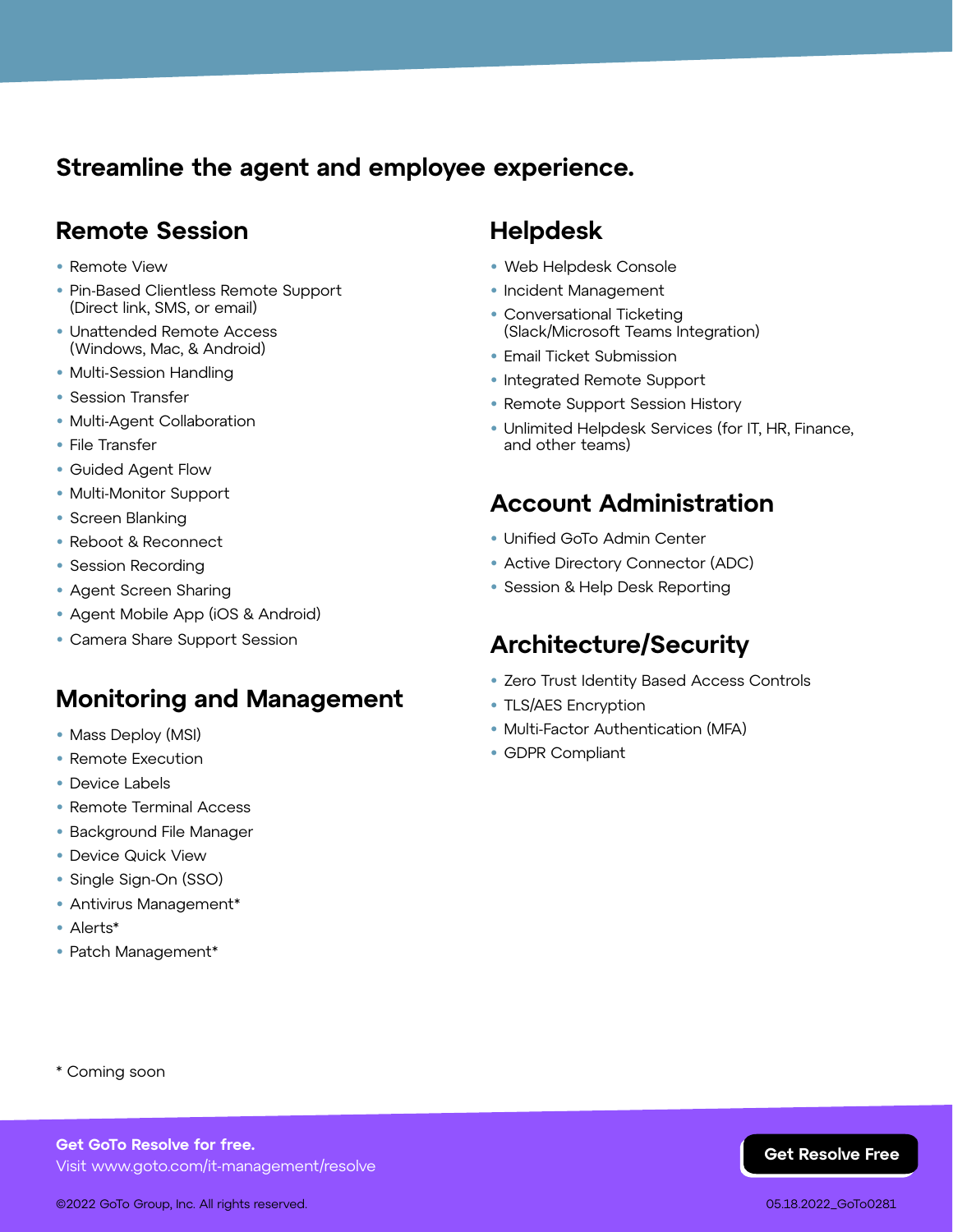## Streamline the agent and employee experience.

### Remote Session

- Remote View
- Pin-Based Clientless Remote Support (Direct link, SMS, or email)
- Unattended Remote Access (Windows, Mac, & Android)
- Multi-Session Handling
- Session Transfer
- Multi-Agent Collaboration
- File Transfer
- Guided Agent Flow
- Multi-Monitor Support
- Screen Blanking
- Reboot & Reconnect
- Session Recording
- Agent Screen Sharing
- Agent Mobile App (iOS & Android)
- Camera Share Support Session

### Monitoring and Management

- Mass Deploy (MSI)
- Remote Execution
- Device Labels
- Remote Terminal Access
- Background File Manager
- Device Quick View
- Single Sign-On (SSO)
- Antivirus Management*
- Alerts*
- Patch Management*

### Helpdesk

- Web Helpdesk Console
- Incident Management
- Conversational Ticketing (Slack/Microsoft Teams Integration)
- Email Ticket Submission
- Integrated Remote Support
- Remote Support Session History
- Unlimited Helpdesk Services (for IT, HR, Finance, and other teams)

### Account Administration

- Unified GoTo Admin Center
- Active Directory Connector (ADC)
- Session & Help Desk Reporting

### Architecture/Security

- Zero Trust Identity Based Access Controls
- TLS/AES Encryption
- Multi-Factor Authentication (MFA)
- GDPR Compliant

* Coming soon

**Get GoTo Resolve for free.**
Visit www.goto.com/it-management/resolve

Get Resolve Free

©2022 GoTo Group, Inc. All rights reserved.

05.18.2022_GoTo0281